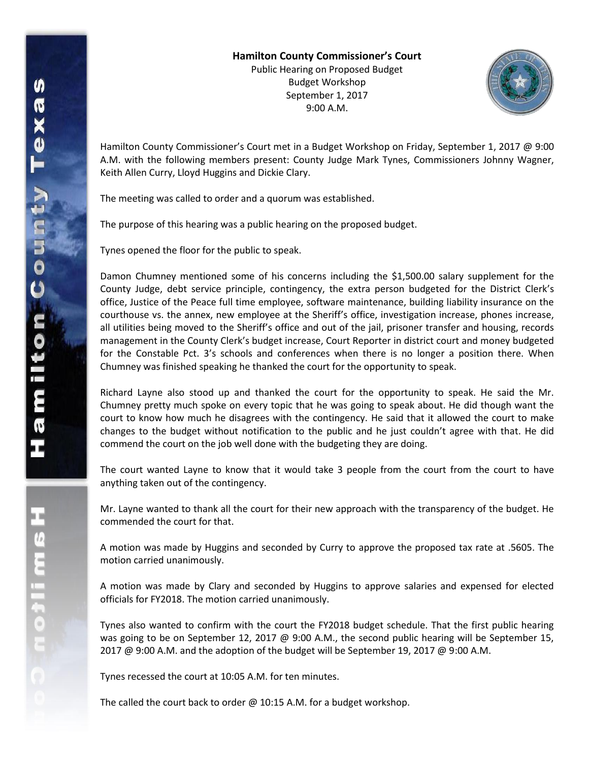**Hamilton County Commissioner's Court**
Public Hearing on Proposed Budget
Budget Workshop
September 1, 2017
9:00 A.M.

Hamilton County Commissioner's Court met in a Budget Workshop on Friday, September 1, 2017 @ 9:00 A.M. with the following members present: County Judge Mark Tynes, Commissioners Johnny Wagner, Keith Allen Curry, Lloyd Huggins and Dickie Clary.

The meeting was called to order and a quorum was established.

The purpose of this hearing was a public hearing on the proposed budget.

Tynes opened the floor for the public to speak.

Damon Chumney mentioned some of his concerns including the $1,500.00 salary supplement for the County Judge, debt service principle, contingency, the extra person budgeted for the District Clerk's office, Justice of the Peace full time employee, software maintenance, building liability insurance on the courthouse vs. the annex, new employee at the Sheriff's office, investigation increase, phones increase, all utilities being moved to the Sheriff's office and out of the jail, prisoner transfer and housing, records management in the County Clerk's budget increase, Court Reporter in district court and money budgeted for the Constable Pct. 3's schools and conferences when there is no longer a position there. When Chumney was finished speaking he thanked the court for the opportunity to speak.

Richard Layne also stood up and thanked the court for the opportunity to speak. He said the Mr. Chumney pretty much spoke on every topic that he was going to speak about. He did though want the court to know how much he disagrees with the contingency. He said that it allowed the court to make changes to the budget without notification to the public and he just couldn't agree with that. He did commend the court on the job well done with the budgeting they are doing.

The court wanted Layne to know that it would take 3 people from the court from the court to have anything taken out of the contingency.

Mr. Layne wanted to thank all the court for their new approach with the transparency of the budget. He commended the court for that.

A motion was made by Huggins and seconded by Curry to approve the proposed tax rate at .5605. The motion carried unanimously.

A motion was made by Clary and seconded by Huggins to approve salaries and expensed for elected officials for FY2018. The motion carried unanimously.

Tynes also wanted to confirm with the court the FY2018 budget schedule. That the first public hearing was going to be on September 12, 2017 @ 9:00 A.M., the second public hearing will be September 15, 2017 @ 9:00 A.M. and the adoption of the budget will be September 19, 2017 @ 9:00 A.M.

Tynes recessed the court at 10:05 A.M. for ten minutes.

The called the court back to order @ 10:15 A.M. for a budget workshop.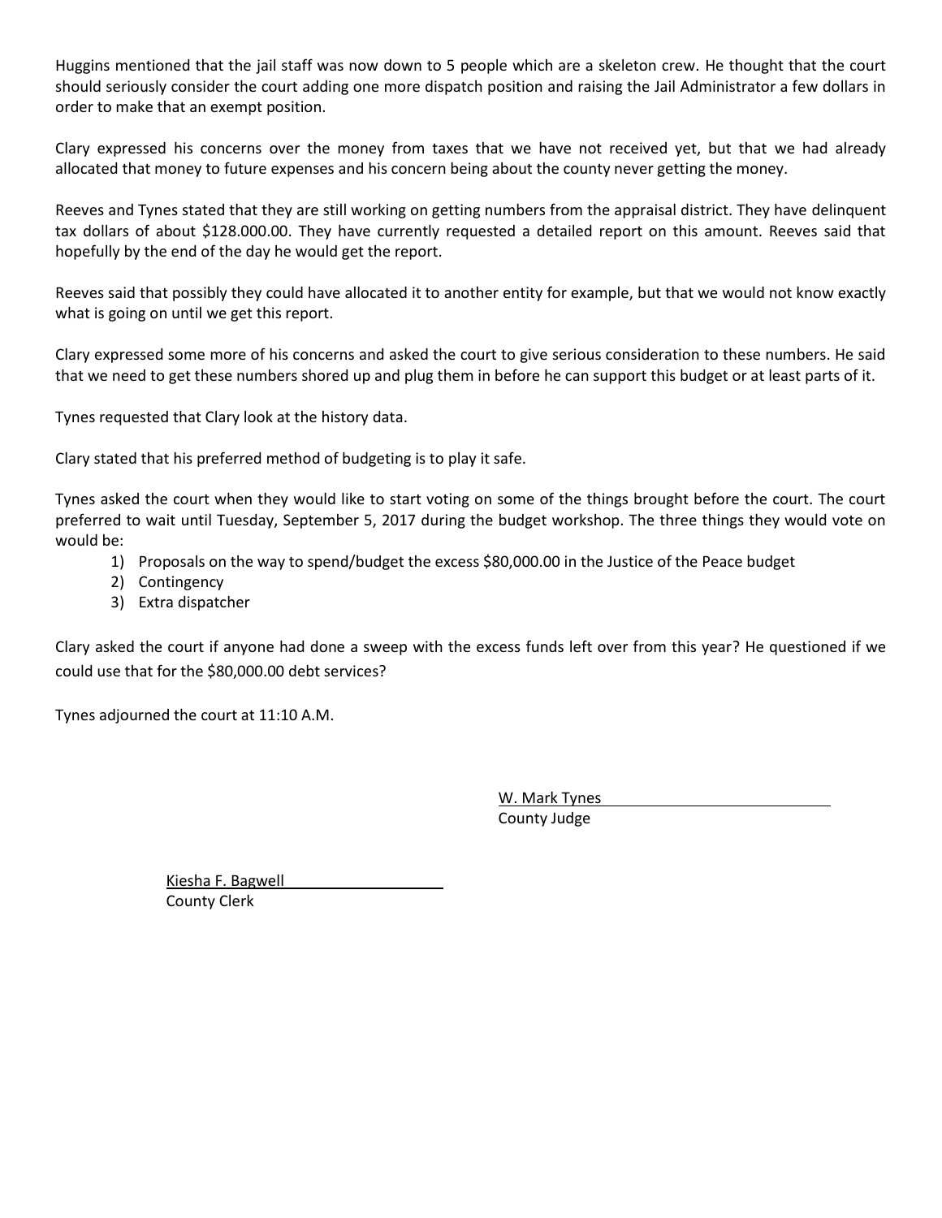Huggins mentioned that the jail staff was now down to 5 people which are a skeleton crew. He thought that the court should seriously consider the court adding one more dispatch position and raising the Jail Administrator a few dollars in order to make that an exempt position.

Clary expressed his concerns over the money from taxes that we have not received yet, but that we had already allocated that money to future expenses and his concern being about the county never getting the money.

Reeves and Tynes stated that they are still working on getting numbers from the appraisal district. They have delinquent tax dollars of about $128.000.00. They have currently requested a detailed report on this amount. Reeves said that hopefully by the end of the day he would get the report.

Reeves said that possibly they could have allocated it to another entity for example, but that we would not know exactly what is going on until we get this report.

Clary expressed some more of his concerns and asked the court to give serious consideration to these numbers. He said that we need to get these numbers shored up and plug them in before he can support this budget or at least parts of it.

Tynes requested that Clary look at the history data.

Clary stated that his preferred method of budgeting is to play it safe.

Tynes asked the court when they would like to start voting on some of the things brought before the court. The court preferred to wait until Tuesday, September 5, 2017 during the budget workshop. The three things they would vote on would be:

1) Proposals on the way to spend/budget the excess $80,000.00 in the Justice of the Peace budget
2) Contingency
3) Extra dispatcher

Clary asked the court if anyone had done a sweep with the excess funds left over from this year? He questioned if we could use that for the $80,000.00 debt services?

Tynes adjourned the court at 11:10 A.M.

W. Mark Tynes
County Judge

Kiesha F. Bagwell
County Clerk